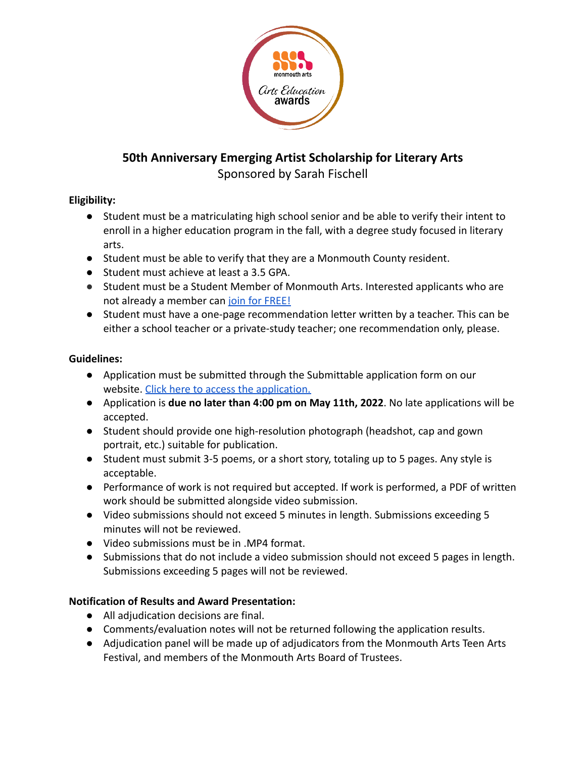# 50th Anniversary Emerging Artist Scholarship for Literary Arts

Sponsored by Sarah Fischell

**Eligibility:**

- Student must be a matriculating high school senior and be able to verify their intent to enroll in a higher education program in the fall, with a degree study focused in literary arts.
- Student must be able to verify that they are a Monmouth County resident.
- Student must achieve at least a 3.5 GPA.
- Student must be a Student Member of Monmouth Arts. Interested applicants who are not already a member can join for FREE!
- Student must have a one-page recommendation letter written by a teacher. This can be either a school teacher or a private-study teacher; one recommendation only, please.

**Guidelines:**

- Application must be submitted through the Submittable application form on our website. Click here to access the application.
- Application is **due no later than 4:00 pm on May 11th, 2022**. No late applications will be accepted.
- Student should provide one high-resolution photograph (headshot, cap and gown portrait, etc.) suitable for publication.
- Student must submit 3-5 poems, or a short story, totaling up to 5 pages. Any style is acceptable.
- Performance of work is not required but accepted. If work is performed, a PDF of written work should be submitted alongside video submission.
- Video submissions should not exceed 5 minutes in length. Submissions exceeding 5 minutes will not be reviewed.
- Video submissions must be in .MP4 format.
- Submissions that do not include a video submission should not exceed 5 pages in length. Submissions exceeding 5 pages will not be reviewed.

**Notification of Results and Award Presentation:**

- All adjudication decisions are final.
- Comments/evaluation notes will not be returned following the application results.
- Adjudication panel will be made up of adjudicators from the Monmouth Arts Teen Arts Festival, and members of the Monmouth Arts Board of Trustees.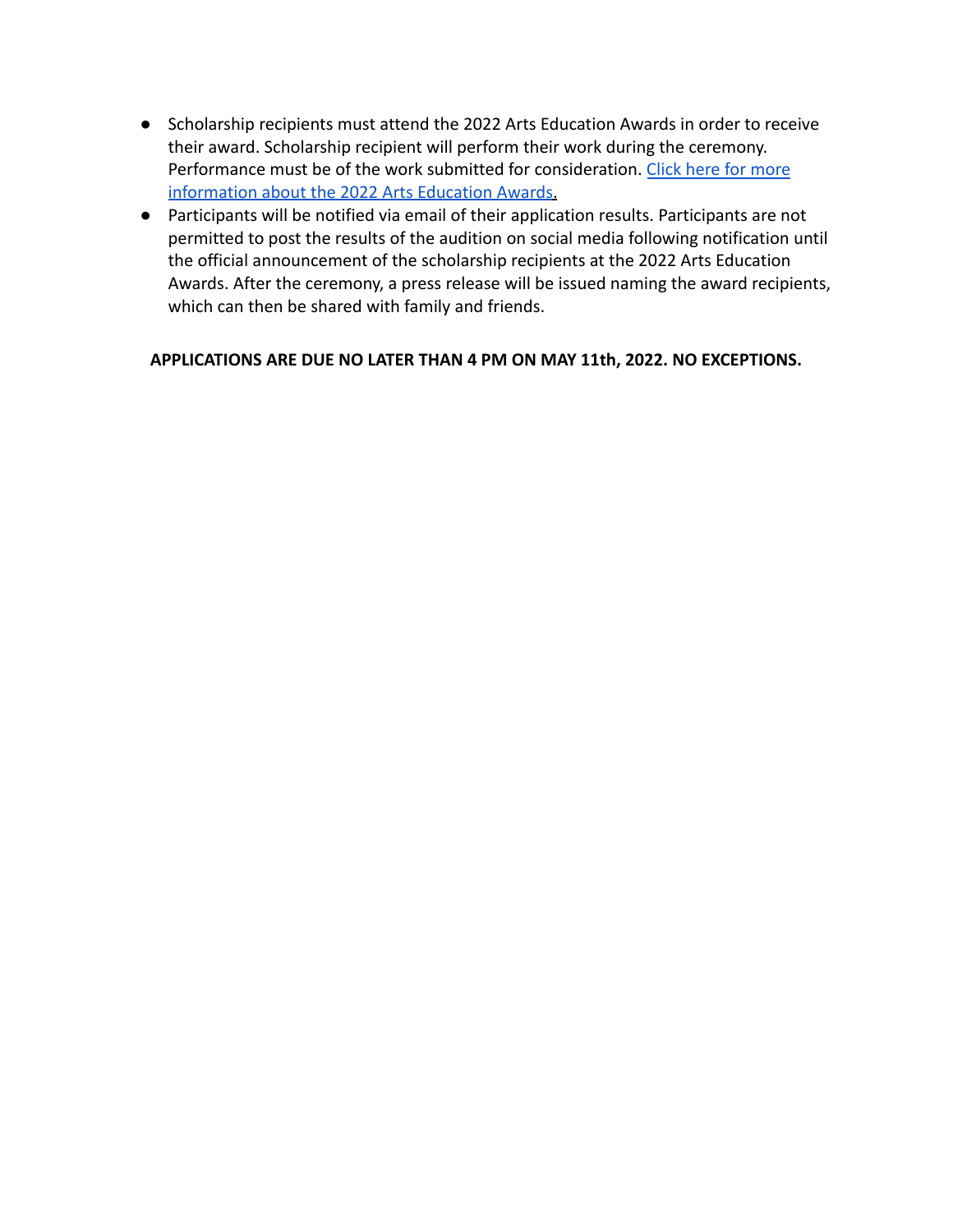- Scholarship recipients must attend the 2022 Arts Education Awards in order to receive their award. Scholarship recipient will perform their work during the ceremony. Performance must be of the work submitted for consideration. Click here for more information about the 2022 Arts Education Awards.
- Participants will be notified via email of their application results. Participants are not permitted to post the results of the audition on social media following notification until the official announcement of the scholarship recipients at the 2022 Arts Education Awards. After the ceremony, a press release will be issued naming the award recipients, which can then be shared with family and friends.

**APPLICATIONS ARE DUE NO LATER THAN 4 PM ON MAY 11th, 2022. NO EXCEPTIONS.**